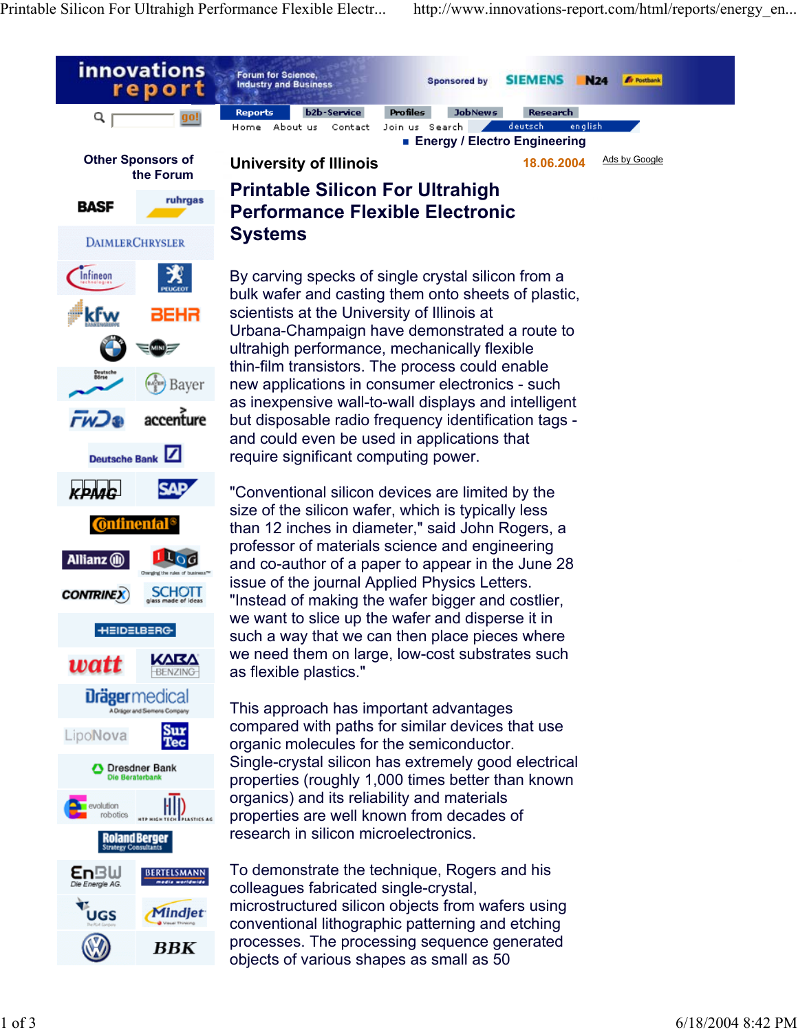■ Energy / Electro Engineering

University of Illinois 18.06.2004

# Printable Silicon For Ultrahigh Performance Flexible Electronic Systems

By carving specks of single crystal silicon from a bulk wafer and casting them onto sheets of plastic, scientists at the University of Illinois at Urbana-Champaign have demonstrated a route to ultrahigh performance, mechanically flexible thin-film transistors. The process could enable new applications in consumer electronics - such as inexpensive wall-to-wall displays and intelligent but disposable radio frequency identification tags - and could even be used in applications that require significant computing power.

"Conventional silicon devices are limited by the size of the silicon wafer, which is typically less than 12 inches in diameter," said John Rogers, a professor of materials science and engineering and co-author of a paper to appear in the June 28 issue of the journal Applied Physics Letters. "Instead of making the wafer bigger and costlier, we want to slice up the wafer and disperse it in such a way that we can then place pieces where we need them on large, low-cost substrates such as flexible plastics."

This approach has important advantages compared with paths for similar devices that use organic molecules for the semiconductor. Single-crystal silicon has extremely good electrical properties (roughly 1,000 times better than known organics) and its reliability and materials properties are well known from decades of research in silicon microelectronics.

To demonstrate the technique, Rogers and his colleagues fabricated single-crystal, microstructured silicon objects from wafers using conventional lithographic patterning and etching processes. The processing sequence generated objects of various shapes as small as 50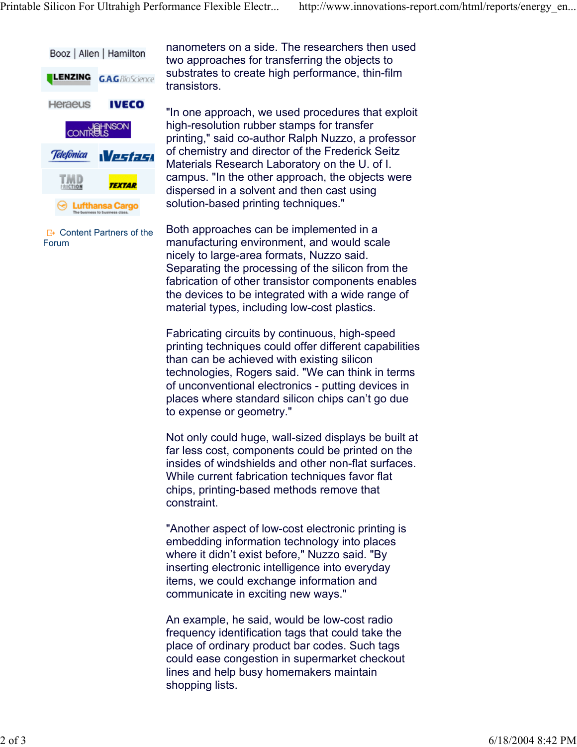nanometers on a side. The researchers then used two approaches for transferring the objects to substrates to create high performance, thin-film transistors.

"In one approach, we used procedures that exploit high-resolution rubber stamps for transfer printing," said co-author Ralph Nuzzo, a professor of chemistry and director of the Frederick Seitz Materials Research Laboratory on the U. of I. campus. "In the other approach, the objects were dispersed in a solvent and then cast using solution-based printing techniques."

Both approaches can be implemented in a manufacturing environment, and would scale nicely to large-area formats, Nuzzo said. Separating the processing of the silicon from the fabrication of other transistor components enables the devices to be integrated with a wide range of material types, including low-cost plastics.

Fabricating circuits by continuous, high-speed printing techniques could offer different capabilities than can be achieved with existing silicon technologies, Rogers said. "We can think in terms of unconventional electronics - putting devices in places where standard silicon chips can't go due to expense or geometry."

Not only could huge, wall-sized displays be built at far less cost, components could be printed on the insides of windshields and other non-flat surfaces. While current fabrication techniques favor flat chips, printing-based methods remove that constraint.

"Another aspect of low-cost electronic printing is embedding information technology into places where it didn't exist before," Nuzzo said. "By inserting electronic intelligence into everyday items, we could exchange information and communicate in exciting new ways."

An example, he said, would be low-cost radio frequency identification tags that could take the place of ordinary product bar codes. Such tags could ease congestion in supermarket checkout lines and help busy homemakers maintain shopping lists.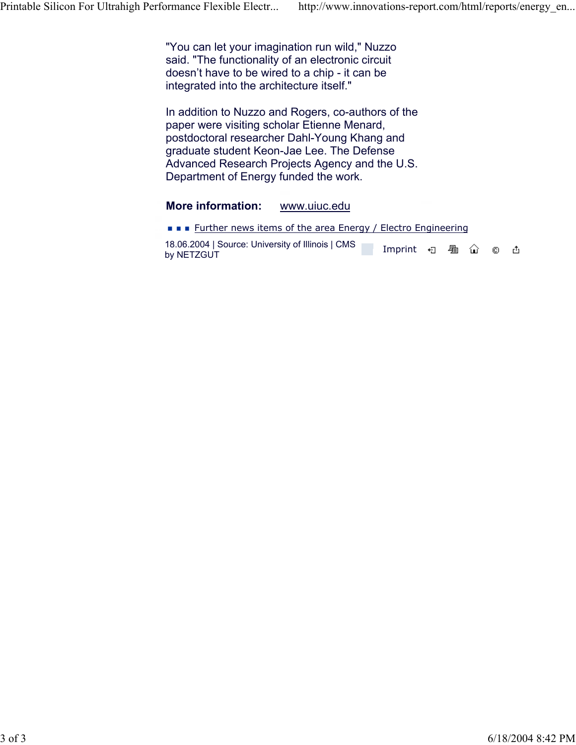"You can let your imagination run wild," Nuzzo said. "The functionality of an electronic circuit doesn't have to be wired to a chip - it can be integrated into the architecture itself."

In addition to Nuzzo and Rogers, co-authors of the paper were visiting scholar Etienne Menard, postdoctoral researcher Dahl-Young Khang and graduate student Keon-Jae Lee. The Defense Advanced Research Projects Agency and the U.S. Department of Energy funded the work.

**More information:** www.uiuc.edu

Further news items of the area Energy / Electro Engineering

18.06.2004 | Source: University of Illinois | CMS by NETZGUT

Imprint